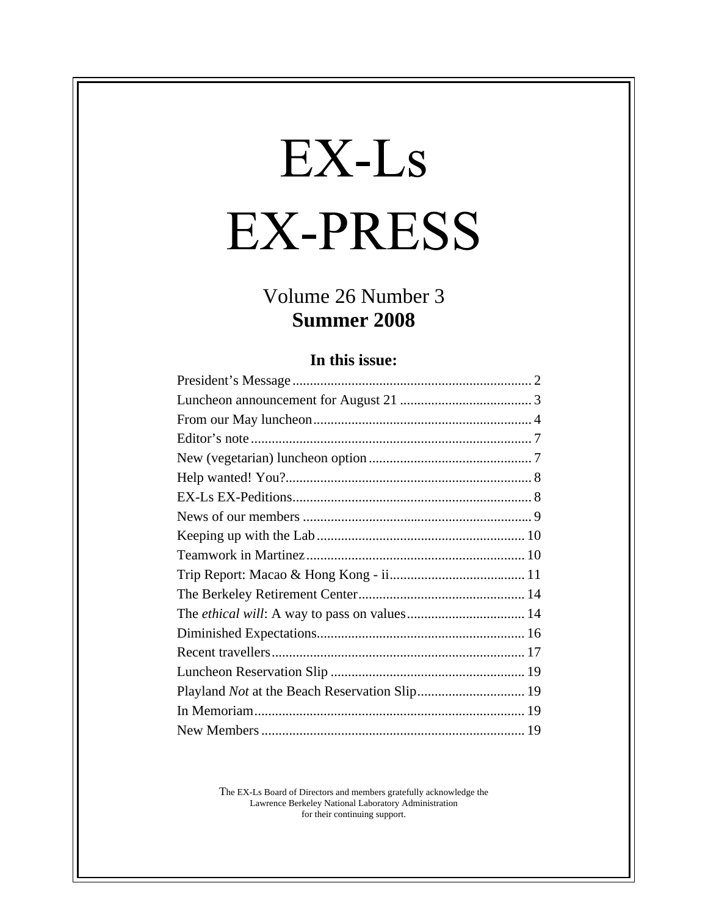# EX-Ls EX-PRESS

Volume 26 Number 3
**Summer 2008**

**In this issue:**

| | |
|---|---|
| President's Message | 2 |
| Luncheon announcement for August 21 | 3 |
| From our May luncheon | 4 |
| Editor's note | 7 |
| New (vegetarian) luncheon option | 7 |
| Help wanted! You? | 8 |
| EX-Ls EX-Peditions | 8 |
| News of our members | 9 |
| Keeping up with the Lab | 10 |
| Teamwork in Martinez | 10 |
| Trip Report: Macao & Hong Kong - ii | 11 |
| The Berkeley Retirement Center | 14 |
| The *ethical will*: A way to pass on values | 14 |
| Diminished Expectations | 16 |
| Recent travellers | 17 |
| Luncheon Reservation Slip | 19 |
| Playland *Not* at the Beach Reservation Slip | 19 |
| In Memoriam | 19 |
| New Members | 19 |

The EX-Ls Board of Directors and members gratefully acknowledge the Lawrence Berkeley National Laboratory Administration for their continuing support.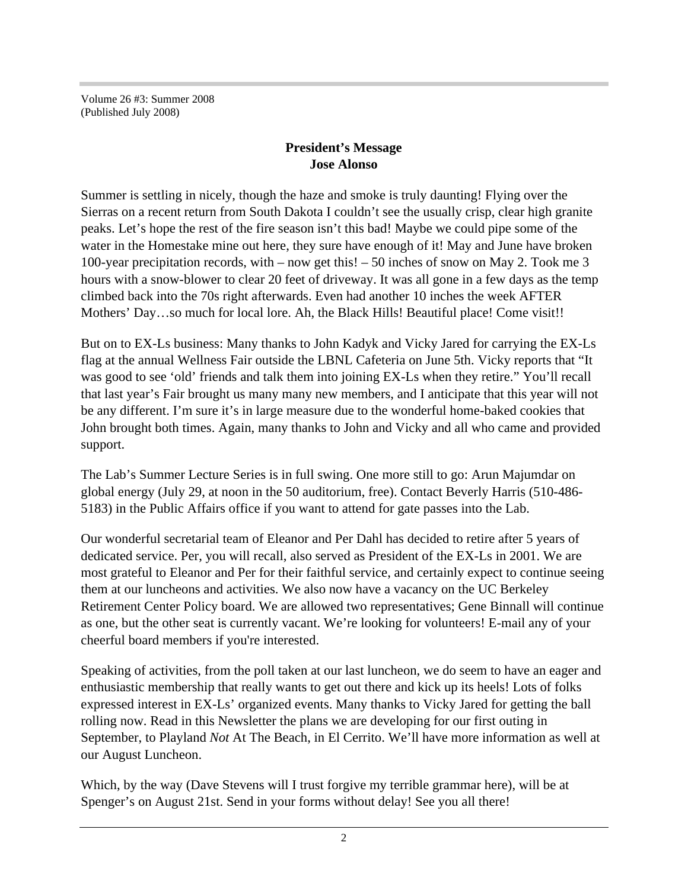Volume 26 #3: Summer 2008
(Published July 2008)

## President's Message
## Jose Alonso

Summer is settling in nicely, though the haze and smoke is truly daunting! Flying over the Sierras on a recent return from South Dakota I couldn't see the usually crisp, clear high granite peaks. Let's hope the rest of the fire season isn't this bad! Maybe we could pipe some of the water in the Homestake mine out here, they sure have enough of it! May and June have broken 100-year precipitation records, with – now get this! – 50 inches of snow on May 2. Took me 3 hours with a snow-blower to clear 20 feet of driveway. It was all gone in a few days as the temp climbed back into the 70s right afterwards. Even had another 10 inches the week AFTER Mothers' Day…so much for local lore. Ah, the Black Hills! Beautiful place! Come visit!!

But on to EX-Ls business: Many thanks to John Kadyk and Vicky Jared for carrying the EX-Ls flag at the annual Wellness Fair outside the LBNL Cafeteria on June 5th. Vicky reports that "It was good to see 'old' friends and talk them into joining EX-Ls when they retire." You'll recall that last year's Fair brought us many many new members, and I anticipate that this year will not be any different. I'm sure it's in large measure due to the wonderful home-baked cookies that John brought both times. Again, many thanks to John and Vicky and all who came and provided support.

The Lab's Summer Lecture Series is in full swing. One more still to go: Arun Majumdar on global energy (July 29, at noon in the 50 auditorium, free). Contact Beverly Harris (510-486-5183) in the Public Affairs office if you want to attend for gate passes into the Lab.

Our wonderful secretarial team of Eleanor and Per Dahl has decided to retire after 5 years of dedicated service. Per, you will recall, also served as President of the EX-Ls in 2001. We are most grateful to Eleanor and Per for their faithful service, and certainly expect to continue seeing them at our luncheons and activities. We also now have a vacancy on the UC Berkeley Retirement Center Policy board. We are allowed two representatives; Gene Binnall will continue as one, but the other seat is currently vacant. We're looking for volunteers! E-mail any of your cheerful board members if you're interested.

Speaking of activities, from the poll taken at our last luncheon, we do seem to have an eager and enthusiastic membership that really wants to get out there and kick up its heels! Lots of folks expressed interest in EX-Ls' organized events. Many thanks to Vicky Jared for getting the ball rolling now. Read in this Newsletter the plans we are developing for our first outing in September, to Playland *Not* At The Beach, in El Cerrito. We'll have more information as well at our August Luncheon.

Which, by the way (Dave Stevens will I trust forgive my terrible grammar here), will be at Spenger's on August 21st. Send in your forms without delay! See you all there!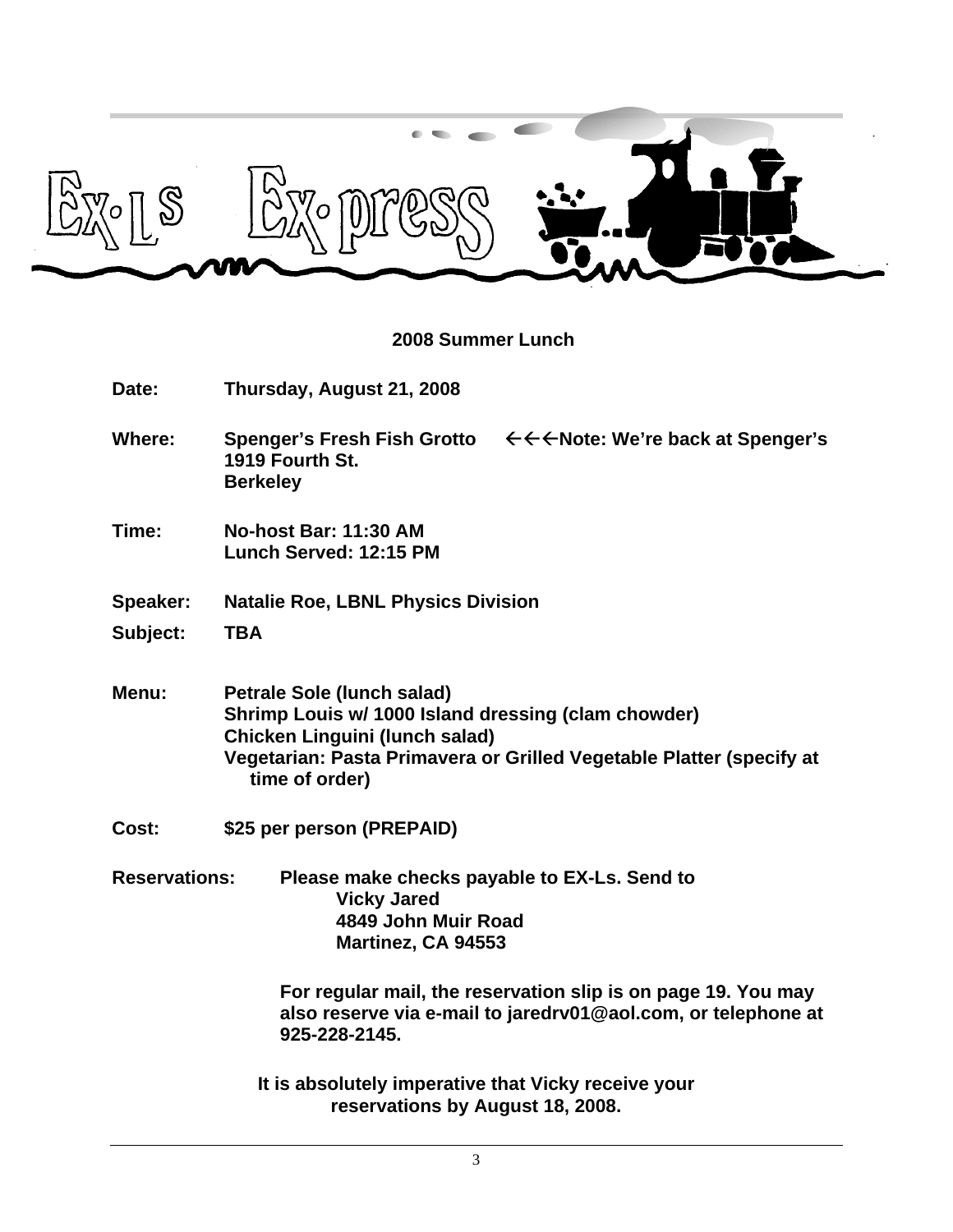# 2008 Summer Lunch

**Date:** Thursday, August 21, 2008

**Where:** Spenger's Fresh Fish Grotto ←←←Note: We're back at Spenger's
1919 Fourth St.
Berkeley

**Time:** No-host Bar: 11:30 AM
Lunch Served: 12:15 PM

**Speaker:** Natalie Roe, LBNL Physics Division

**Subject:** TBA

**Menu:** Petrale Sole (lunch salad)
Shrimp Louis w/ 1000 Island dressing (clam chowder)
Chicken Linguini (lunch salad)
Vegetarian: Pasta Primavera or Grilled Vegetable Platter (specify at time of order)

**Cost:** $25 per person (PREPAID)

**Reservations:** Please make checks payable to EX-Ls. Send to
Vicky Jared
4849 John Muir Road
Martinez, CA 94553

For regular mail, the reservation slip is on page 19. You may also reserve via e-mail to jaredrv01@aol.com, or telephone at 925-228-2145.

**It is absolutely imperative that Vicky receive your reservations by August 18, 2008.**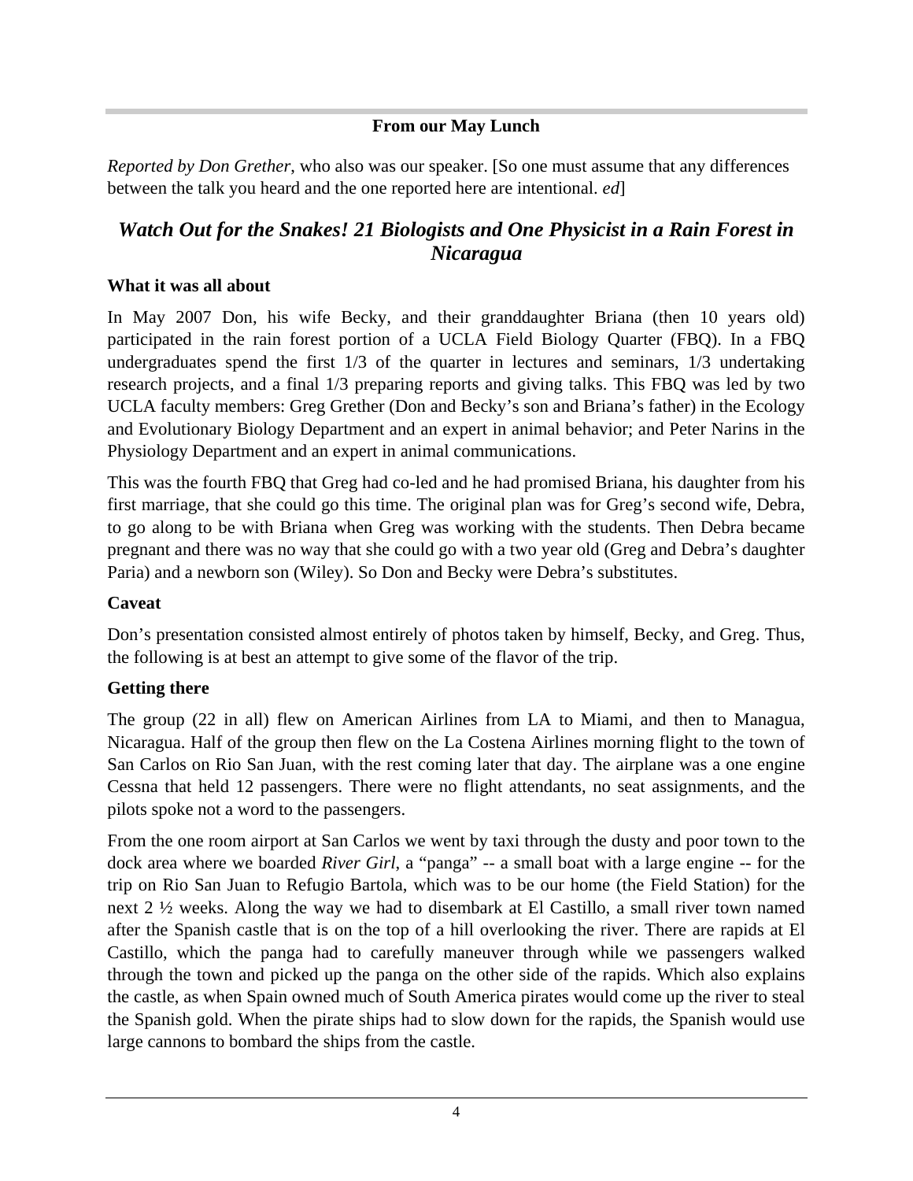**From our May Lunch**

*Reported by Don Grether*, who also was our speaker. [So one must assume that any differences between the talk you heard and the one reported here are intentional. *ed*]

## *Watch Out for the Snakes! 21 Biologists and One Physicist in a Rain Forest in Nicaragua*

### What it was all about

In May 2007 Don, his wife Becky, and their granddaughter Briana (then 10 years old) participated in the rain forest portion of a UCLA Field Biology Quarter (FBQ). In a FBQ undergraduates spend the first 1/3 of the quarter in lectures and seminars, 1/3 undertaking research projects, and a final 1/3 preparing reports and giving talks. This FBQ was led by two UCLA faculty members: Greg Grether (Don and Becky's son and Briana's father) in the Ecology and Evolutionary Biology Department and an expert in animal behavior; and Peter Narins in the Physiology Department and an expert in animal communications.

This was the fourth FBQ that Greg had co-led and he had promised Briana, his daughter from his first marriage, that she could go this time. The original plan was for Greg's second wife, Debra, to go along to be with Briana when Greg was working with the students. Then Debra became pregnant and there was no way that she could go with a two year old (Greg and Debra's daughter Paria) and a newborn son (Wiley). So Don and Becky were Debra's substitutes.

### Caveat

Don's presentation consisted almost entirely of photos taken by himself, Becky, and Greg. Thus, the following is at best an attempt to give some of the flavor of the trip.

### Getting there

The group (22 in all) flew on American Airlines from LA to Miami, and then to Managua, Nicaragua. Half of the group then flew on the La Costena Airlines morning flight to the town of San Carlos on Rio San Juan, with the rest coming later that day. The airplane was a one engine Cessna that held 12 passengers. There were no flight attendants, no seat assignments, and the pilots spoke not a word to the passengers.

From the one room airport at San Carlos we went by taxi through the dusty and poor town to the dock area where we boarded *River Girl*, a "panga" -- a small boat with a large engine -- for the trip on Rio San Juan to Refugio Bartola, which was to be our home (the Field Station) for the next 2 ½ weeks. Along the way we had to disembark at El Castillo, a small river town named after the Spanish castle that is on the top of a hill overlooking the river. There are rapids at El Castillo, which the panga had to carefully maneuver through while we passengers walked through the town and picked up the panga on the other side of the rapids. Which also explains the castle, as when Spain owned much of South America pirates would come up the river to steal the Spanish gold. When the pirate ships had to slow down for the rapids, the Spanish would use large cannons to bombard the ships from the castle.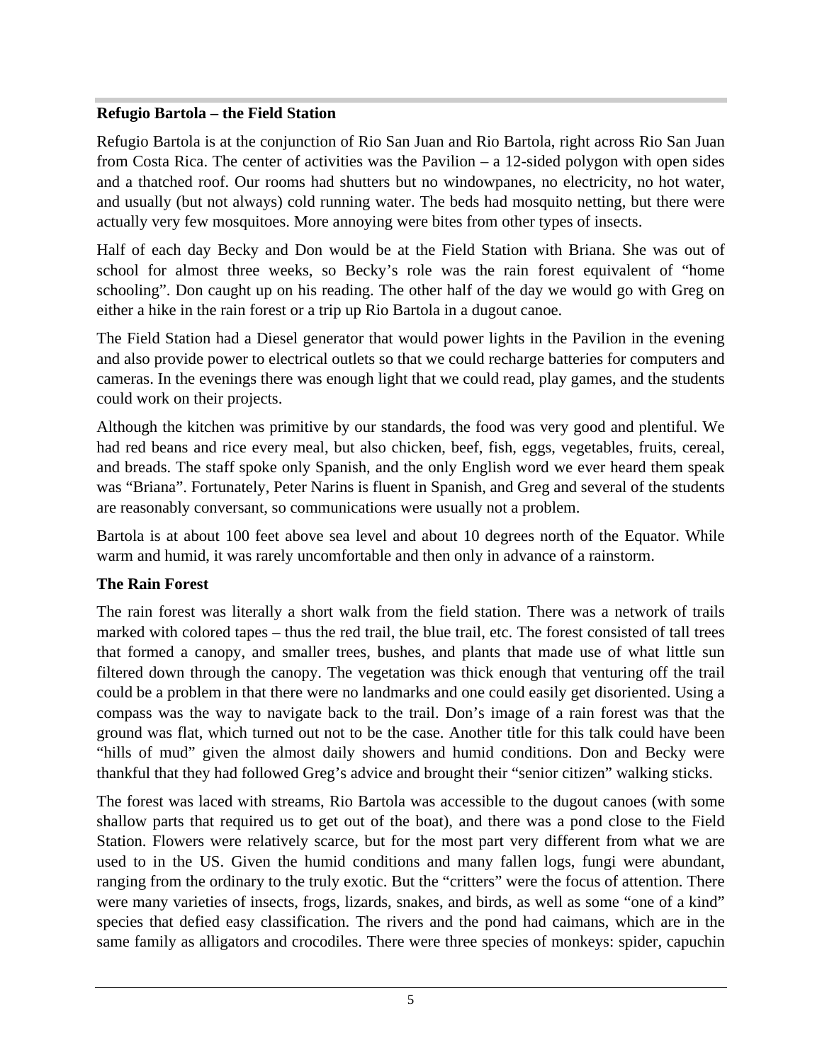## Refugio Bartola – the Field Station

Refugio Bartola is at the conjunction of Rio San Juan and Rio Bartola, right across Rio San Juan from Costa Rica. The center of activities was the Pavilion – a 12-sided polygon with open sides and a thatched roof. Our rooms had shutters but no windowpanes, no electricity, no hot water, and usually (but not always) cold running water. The beds had mosquito netting, but there were actually very few mosquitoes. More annoying were bites from other types of insects.

Half of each day Becky and Don would be at the Field Station with Briana. She was out of school for almost three weeks, so Becky's role was the rain forest equivalent of "home schooling". Don caught up on his reading. The other half of the day we would go with Greg on either a hike in the rain forest or a trip up Rio Bartola in a dugout canoe.

The Field Station had a Diesel generator that would power lights in the Pavilion in the evening and also provide power to electrical outlets so that we could recharge batteries for computers and cameras. In the evenings there was enough light that we could read, play games, and the students could work on their projects.

Although the kitchen was primitive by our standards, the food was very good and plentiful. We had red beans and rice every meal, but also chicken, beef, fish, eggs, vegetables, fruits, cereal, and breads. The staff spoke only Spanish, and the only English word we ever heard them speak was "Briana". Fortunately, Peter Narins is fluent in Spanish, and Greg and several of the students are reasonably conversant, so communications were usually not a problem.

Bartola is at about 100 feet above sea level and about 10 degrees north of the Equator. While warm and humid, it was rarely uncomfortable and then only in advance of a rainstorm.

## The Rain Forest

The rain forest was literally a short walk from the field station. There was a network of trails marked with colored tapes – thus the red trail, the blue trail, etc. The forest consisted of tall trees that formed a canopy, and smaller trees, bushes, and plants that made use of what little sun filtered down through the canopy. The vegetation was thick enough that venturing off the trail could be a problem in that there were no landmarks and one could easily get disoriented. Using a compass was the way to navigate back to the trail. Don's image of a rain forest was that the ground was flat, which turned out not to be the case. Another title for this talk could have been "hills of mud" given the almost daily showers and humid conditions. Don and Becky were thankful that they had followed Greg's advice and brought their "senior citizen" walking sticks.

The forest was laced with streams, Rio Bartola was accessible to the dugout canoes (with some shallow parts that required us to get out of the boat), and there was a pond close to the Field Station. Flowers were relatively scarce, but for the most part very different from what we are used to in the US. Given the humid conditions and many fallen logs, fungi were abundant, ranging from the ordinary to the truly exotic. But the "critters" were the focus of attention. There were many varieties of insects, frogs, lizards, snakes, and birds, as well as some "one of a kind" species that defied easy classification. The rivers and the pond had caimans, which are in the same family as alligators and crocodiles. There were three species of monkeys: spider, capuchin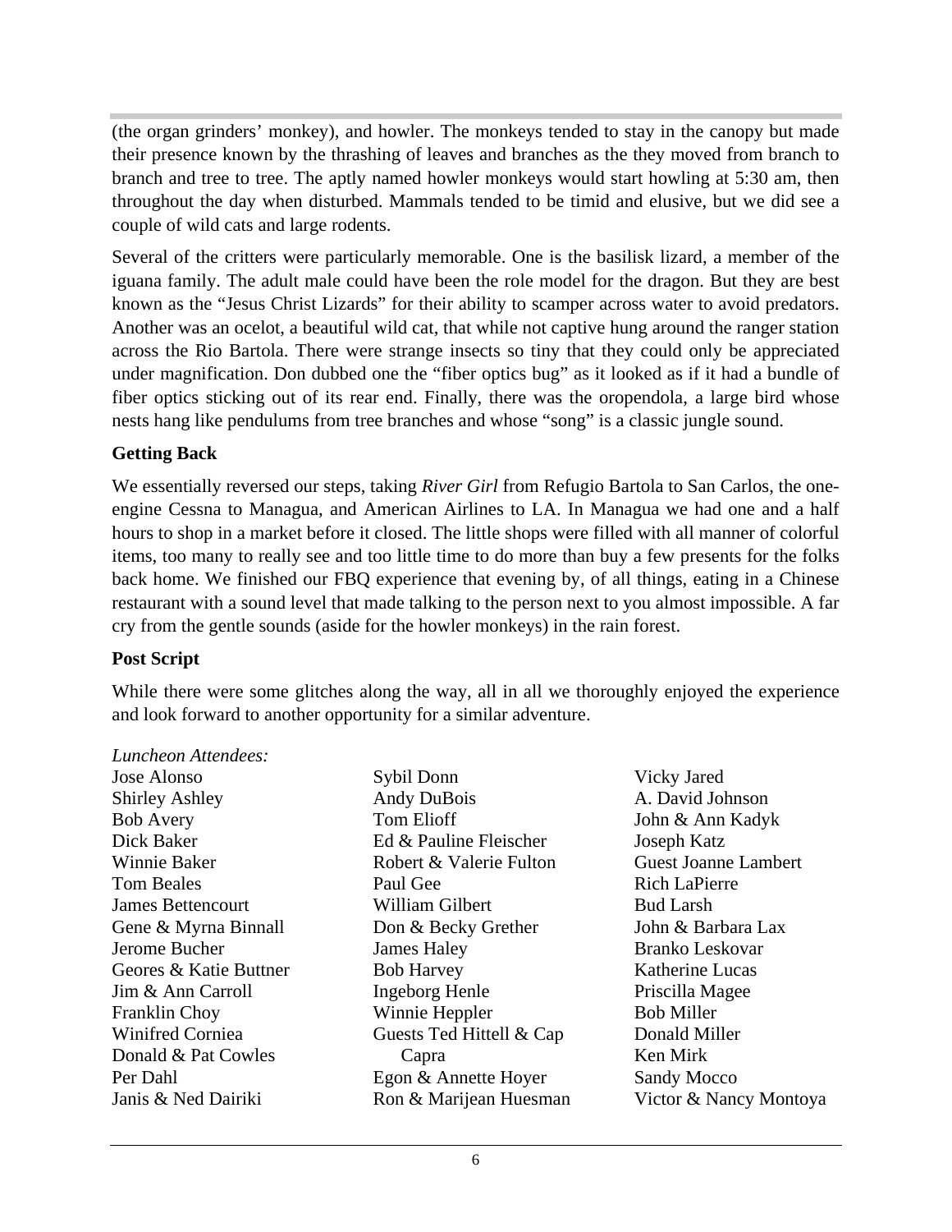(the organ grinders' monkey), and howler. The monkeys tended to stay in the canopy but made their presence known by the thrashing of leaves and branches as the they moved from branch to branch and tree to tree. The aptly named howler monkeys would start howling at 5:30 am, then throughout the day when disturbed. Mammals tended to be timid and elusive, but we did see a couple of wild cats and large rodents.

Several of the critters were particularly memorable. One is the basilisk lizard, a member of the iguana family. The adult male could have been the role model for the dragon. But they are best known as the "Jesus Christ Lizards" for their ability to scamper across water to avoid predators. Another was an ocelot, a beautiful wild cat, that while not captive hung around the ranger station across the Rio Bartola. There were strange insects so tiny that they could only be appreciated under magnification. Don dubbed one the "fiber optics bug" as it looked as if it had a bundle of fiber optics sticking out of its rear end. Finally, there was the oropendola, a large bird whose nests hang like pendulums from tree branches and whose "song" is a classic jungle sound.

**Getting Back**

We essentially reversed our steps, taking *River Girl* from Refugio Bartola to San Carlos, the one-engine Cessna to Managua, and American Airlines to LA. In Managua we had one and a half hours to shop in a market before it closed. The little shops were filled with all manner of colorful items, too many to really see and too little time to do more than buy a few presents for the folks back home. We finished our FBQ experience that evening by, of all things, eating in a Chinese restaurant with a sound level that made talking to the person next to you almost impossible. A far cry from the gentle sounds (aside for the howler monkeys) in the rain forest.

**Post Script**

While there were some glitches along the way, all in all we thoroughly enjoyed the experience and look forward to another opportunity for a similar adventure.

*Luncheon Attendees:*

Jose Alonso
Shirley Ashley
Bob Avery
Dick Baker
Winnie Baker
Tom Beales
James Bettencourt
Gene & Myrna Binnall
Jerome Bucher
Geores & Katie Buttner
Jim & Ann Carroll
Franklin Choy
Winifred Corniea
Donald & Pat Cowles
Per Dahl
Janis & Ned Dairiki
Sybil Donn
Andy DuBois
Tom Elioff
Ed & Pauline Fleischer
Robert & Valerie Fulton
Paul Gee
William Gilbert
Don & Becky Grether
James Haley
Bob Harvey
Ingeborg Henle
Winnie Heppler
Guests Ted Hittell & Cap Capra
Egon & Annette Hoyer
Ron & Marijean Huesman
Vicky Jared
A. David Johnson
John & Ann Kadyk
Joseph Katz
Guest Joanne Lambert
Rich LaPierre
Bud Larsh
John & Barbara Lax
Branko Leskovar
Katherine Lucas
Priscilla Magee
Bob Miller
Donald Miller
Ken Mirk
Sandy Mocco
Victor & Nancy Montoya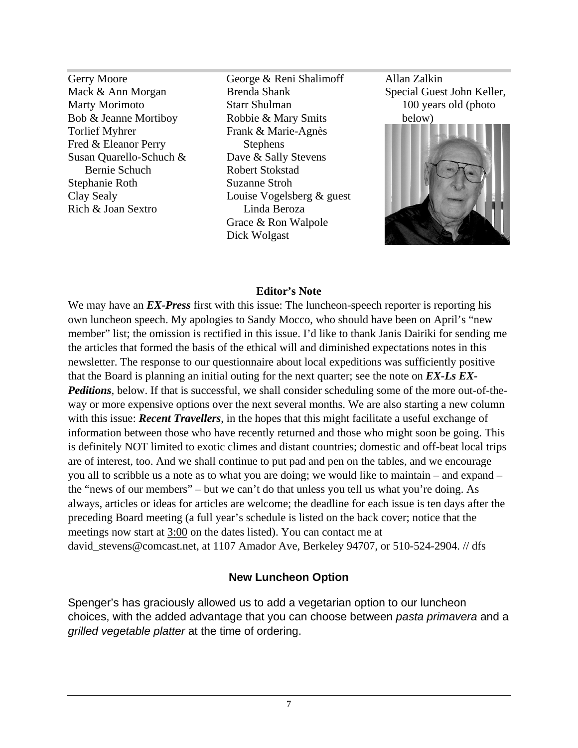Gerry Moore
Mack & Ann Morgan
Marty Morimoto
Bob & Jeanne Mortiboy
Torlief Myhrer
Fred & Eleanor Perry
Susan Quarello-Schuch & Bernie Schuch
Stephanie Roth
Clay Sealy
Rich & Joan Sextro
George & Reni Shalimoff
Brenda Shank
Starr Shulman
Robbie & Mary Smits
Frank & Marie-Agnès Stephens
Dave & Sally Stevens
Robert Stokstad
Suzanne Stroh
Louise Vogelsberg & guest Linda Beroza
Grace & Ron Walpole
Dick Wolgast
Allan Zalkin
Special Guest John Keller, 100 years old (photo below)

### Editor's Note

We may have an ***EX-Press*** first with this issue: The luncheon-speech reporter is reporting his own luncheon speech. My apologies to Sandy Mocco, who should have been on April's "new member" list; the omission is rectified in this issue. I'd like to thank Janis Dairiki for sending me the articles that formed the basis of the ethical will and diminished expectations notes in this newsletter. The response to our questionnaire about local expeditions was sufficiently positive that the Board is planning an initial outing for the next quarter; see the note on ***EX-Ls EX-Peditions***, below. If that is successful, we shall consider scheduling some of the more out-of-the-way or more expensive options over the next several months. We are also starting a new column with this issue: ***Recent Travellers***, in the hopes that this might facilitate a useful exchange of information between those who have recently returned and those who might soon be going. This is definitely NOT limited to exotic climes and distant countries; domestic and off-beat local trips are of interest, too. And we shall continue to put pad and pen on the tables, and we encourage you all to scribble us a note as to what you are doing; we would like to maintain – and expand – the "news of our members" – but we can't do that unless you tell us what you're doing. As always, articles or ideas for articles are welcome; the deadline for each issue is ten days after the preceding Board meeting (a full year's schedule is listed on the back cover; notice that the meetings now start at 3:00 on the dates listed). You can contact me at david_stevens@comcast.net, at 1107 Amador Ave, Berkeley 94707, or 510-524-2904. // dfs

### New Luncheon Option

Spenger's has graciously allowed us to add a vegetarian option to our luncheon choices, with the added advantage that you can choose between *pasta primavera* and a *grilled vegetable platter* at the time of ordering.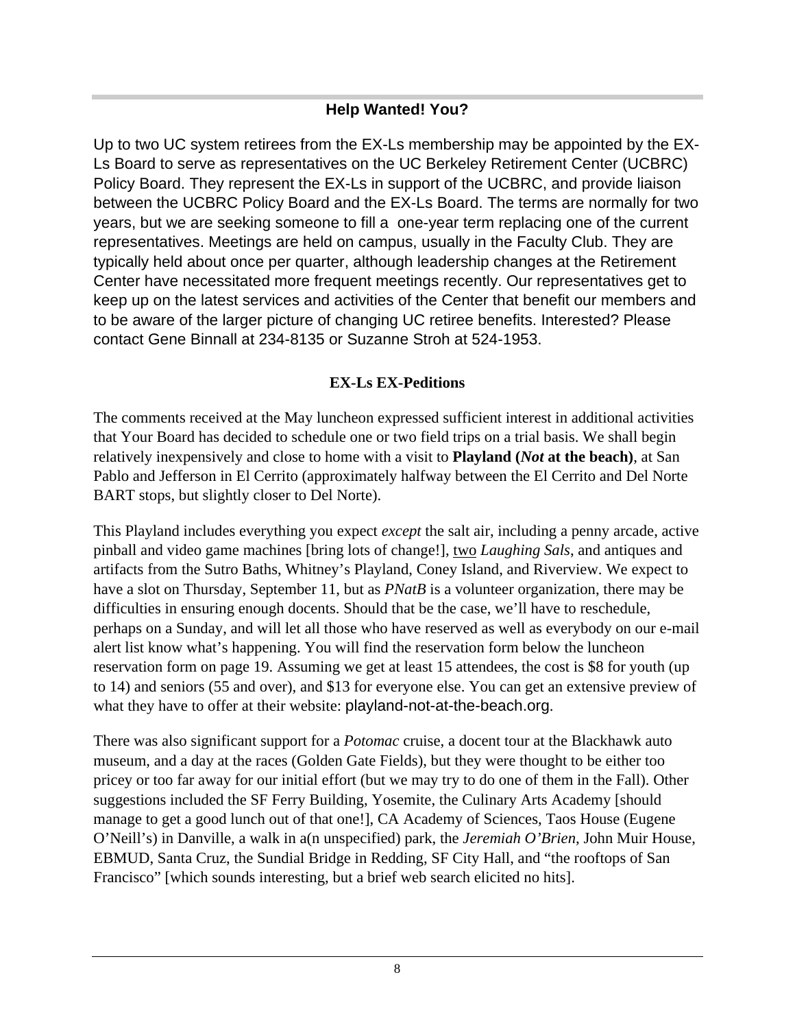## Help Wanted! You?

Up to two UC system retirees from the EX-Ls membership may be appointed by the EX-Ls Board to serve as representatives on the UC Berkeley Retirement Center (UCBRC) Policy Board. They represent the EX-Ls in support of the UCBRC, and provide liaison between the UCBRC Policy Board and the EX-Ls Board. The terms are normally for two years, but we are seeking someone to fill a one-year term replacing one of the current representatives. Meetings are held on campus, usually in the Faculty Club. They are typically held about once per quarter, although leadership changes at the Retirement Center have necessitated more frequent meetings recently. Our representatives get to keep up on the latest services and activities of the Center that benefit our members and to be aware of the larger picture of changing UC retiree benefits. Interested? Please contact Gene Binnall at 234-8135 or Suzanne Stroh at 524-1953.

## EX-Ls EX-Peditions

The comments received at the May luncheon expressed sufficient interest in additional activities that Your Board has decided to schedule one or two field trips on a trial basis. We shall begin relatively inexpensively and close to home with a visit to **Playland (*Not* at the beach)**, at San Pablo and Jefferson in El Cerrito (approximately halfway between the El Cerrito and Del Norte BART stops, but slightly closer to Del Norte).

This Playland includes everything you expect *except* the salt air, including a penny arcade, active pinball and video game machines [bring lots of change!], <u>two</u> *Laughing Sals*, and antiques and artifacts from the Sutro Baths, Whitney's Playland, Coney Island, and Riverview. We expect to have a slot on Thursday, September 11, but as *PNatB* is a volunteer organization, there may be difficulties in ensuring enough docents. Should that be the case, we'll have to reschedule, perhaps on a Sunday, and will let all those who have reserved as well as everybody on our e-mail alert list know what's happening. You will find the reservation form below the luncheon reservation form on page 19. Assuming we get at least 15 attendees, the cost is $8 for youth (up to 14) and seniors (55 and over), and $13 for everyone else. You can get an extensive preview of what they have to offer at their website: playland-not-at-the-beach.org.

There was also significant support for a *Potomac* cruise, a docent tour at the Blackhawk auto museum, and a day at the races (Golden Gate Fields), but they were thought to be either too pricey or too far away for our initial effort (but we may try to do one of them in the Fall). Other suggestions included the SF Ferry Building, Yosemite, the Culinary Arts Academy [should manage to get a good lunch out of that one!], CA Academy of Sciences, Taos House (Eugene O'Neill's) in Danville, a walk in a(n unspecified) park, the *Jeremiah O'Brien*, John Muir House, EBMUD, Santa Cruz, the Sundial Bridge in Redding, SF City Hall, and "the rooftops of San Francisco" [which sounds interesting, but a brief web search elicited no hits].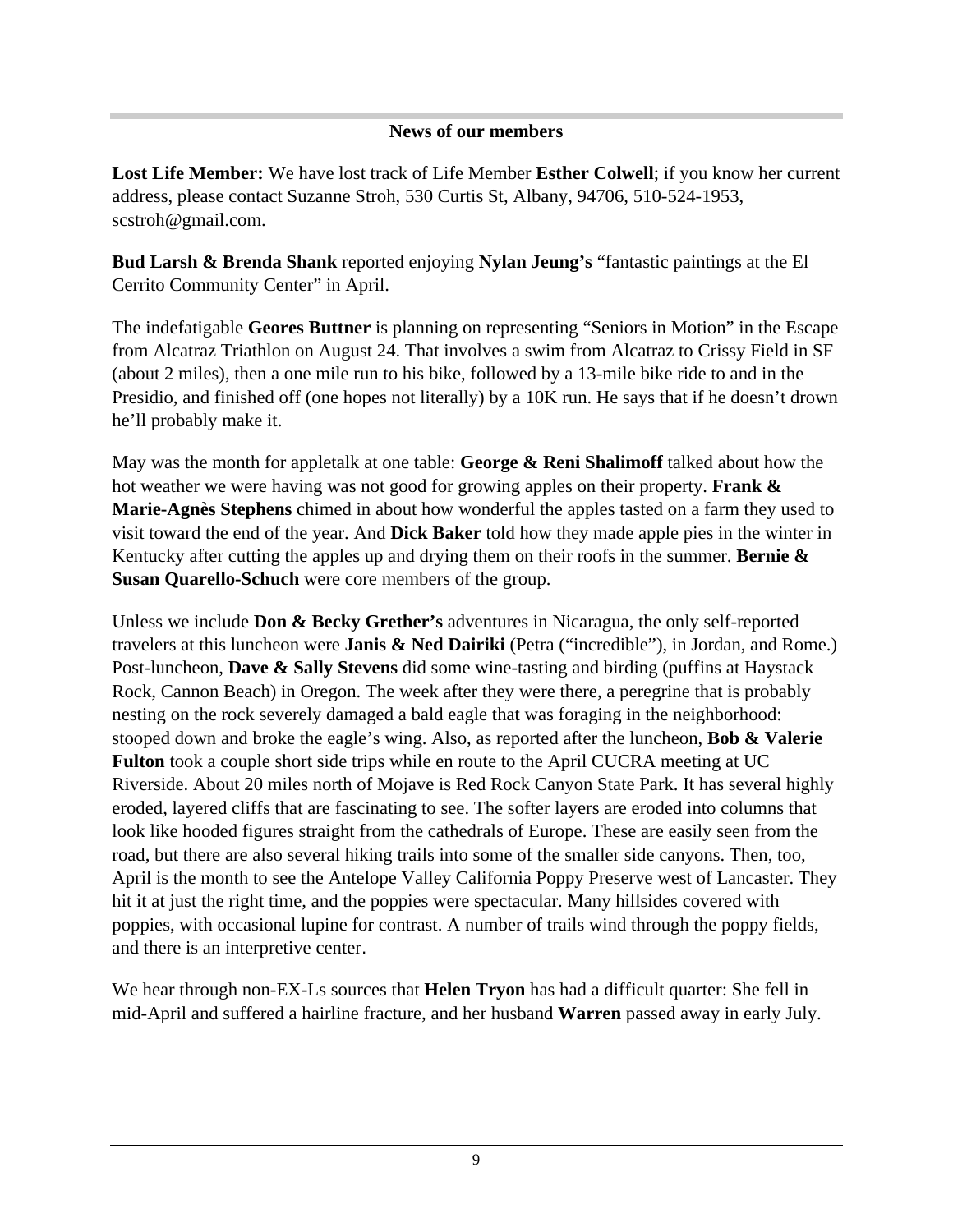## News of our members

**Lost Life Member:** We have lost track of Life Member **Esther Colwell**; if you know her current address, please contact Suzanne Stroh, 530 Curtis St, Albany, 94706, 510-524-1953, scstroh@gmail.com.

**Bud Larsh & Brenda Shank** reported enjoying **Nylan Jeung's** "fantastic paintings at the El Cerrito Community Center" in April.

The indefatigable **Geores Buttner** is planning on representing "Seniors in Motion" in the Escape from Alcatraz Triathlon on August 24. That involves a swim from Alcatraz to Crissy Field in SF (about 2 miles), then a one mile run to his bike, followed by a 13-mile bike ride to and in the Presidio, and finished off (one hopes not literally) by a 10K run. He says that if he doesn't drown he'll probably make it.

May was the month for appletalk at one table: **George & Reni Shalimoff** talked about how the hot weather we were having was not good for growing apples on their property. **Frank & Marie-Agnès Stephens** chimed in about how wonderful the apples tasted on a farm they used to visit toward the end of the year. And **Dick Baker** told how they made apple pies in the winter in Kentucky after cutting the apples up and drying them on their roofs in the summer. **Bernie & Susan Quarello-Schuch** were core members of the group.

Unless we include **Don & Becky Grether's** adventures in Nicaragua, the only self-reported travelers at this luncheon were **Janis & Ned Dairiki** (Petra ("incredible"), in Jordan, and Rome.) Post-luncheon, **Dave & Sally Stevens** did some wine-tasting and birding (puffins at Haystack Rock, Cannon Beach) in Oregon. The week after they were there, a peregrine that is probably nesting on the rock severely damaged a bald eagle that was foraging in the neighborhood: stooped down and broke the eagle's wing. Also, as reported after the luncheon, **Bob & Valerie Fulton** took a couple short side trips while en route to the April CUCRA meeting at UC Riverside. About 20 miles north of Mojave is Red Rock Canyon State Park. It has several highly eroded, layered cliffs that are fascinating to see. The softer layers are eroded into columns that look like hooded figures straight from the cathedrals of Europe. These are easily seen from the road, but there are also several hiking trails into some of the smaller side canyons. Then, too, April is the month to see the Antelope Valley California Poppy Preserve west of Lancaster. They hit it at just the right time, and the poppies were spectacular. Many hillsides covered with poppies, with occasional lupine for contrast. A number of trails wind through the poppy fields, and there is an interpretive center.

We hear through non-EX-Ls sources that **Helen Tryon** has had a difficult quarter: She fell in mid-April and suffered a hairline fracture, and her husband **Warren** passed away in early July.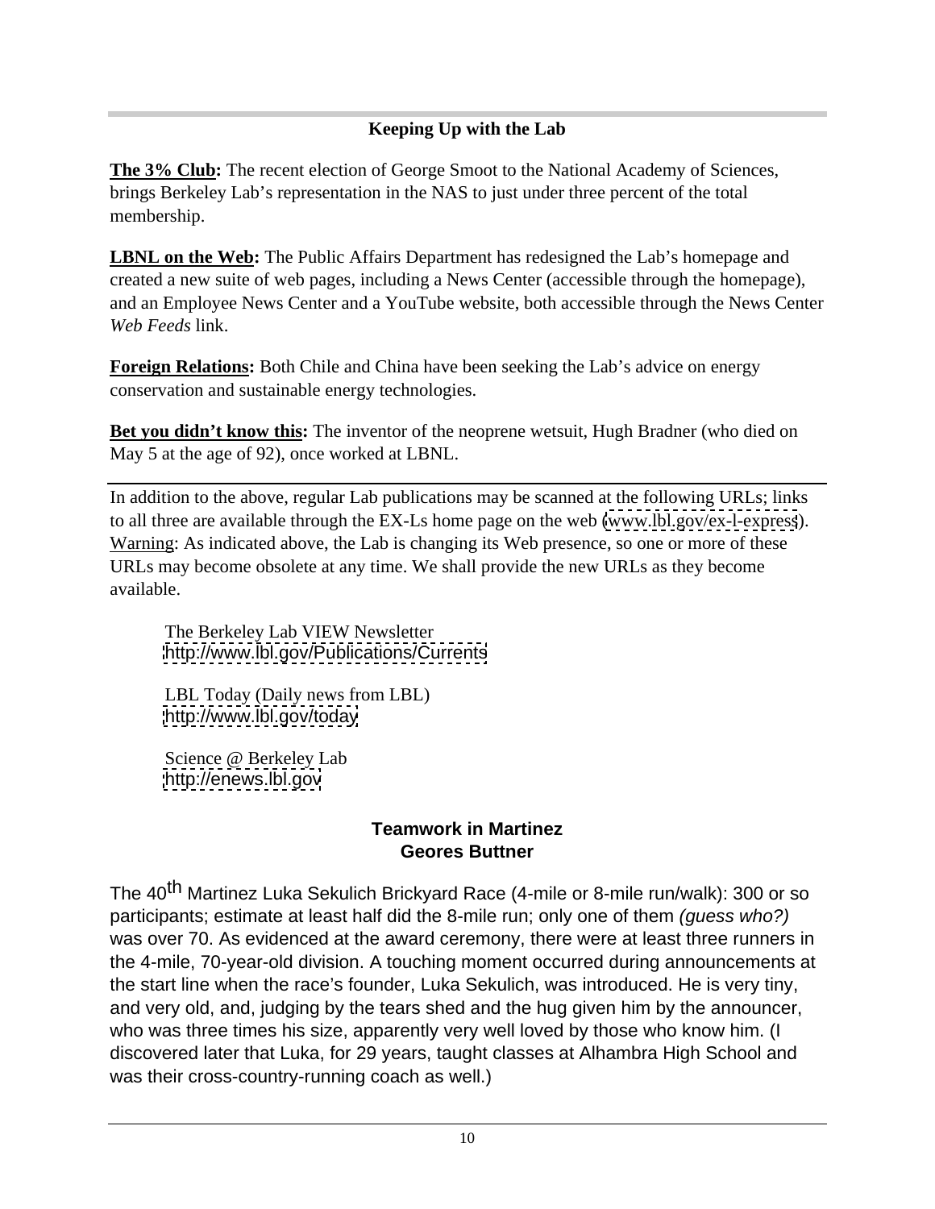## Keeping Up with the Lab

**The 3% Club:** The recent election of George Smoot to the National Academy of Sciences, brings Berkeley Lab's representation in the NAS to just under three percent of the total membership.

**LBNL on the Web:** The Public Affairs Department has redesigned the Lab's homepage and created a new suite of web pages, including a News Center (accessible through the homepage), and an Employee News Center and a YouTube website, both accessible through the News Center *Web Feeds* link.

**Foreign Relations:** Both Chile and China have been seeking the Lab's advice on energy conservation and sustainable energy technologies.

**Bet you didn't know this:** The inventor of the neoprene wetsuit, Hugh Bradner (who died on May 5 at the age of 92), once worked at LBNL.

---

In addition to the above, regular Lab publications may be scanned at the following URLs; links to all three are available through the EX-Ls home page on the web (www.lbl.gov/ex-l-express). Warning: As indicated above, the Lab is changing its Web presence, so one or more of these URLs may become obsolete at any time. We shall provide the new URLs as they become available.

The Berkeley Lab VIEW Newsletter
http://www.lbl.gov/Publications/Currents

LBL Today (Daily news from LBL)
http://www.lbl.gov/today

Science @ Berkeley Lab
http://enews.lbl.gov

## Teamwork in Martinez
**Geores Buttner**

The 40th Martinez Luka Sekulich Brickyard Race (4-mile or 8-mile run/walk): 300 or so participants; estimate at least half did the 8-mile run; only one of them *(guess who?)* was over 70. As evidenced at the award ceremony, there were at least three runners in the 4-mile, 70-year-old division. A touching moment occurred during announcements at the start line when the race's founder, Luka Sekulich, was introduced. He is very tiny, and very old, and, judging by the tears shed and the hug given him by the announcer, who was three times his size, apparently very well loved by those who know him. (I discovered later that Luka, for 29 years, taught classes at Alhambra High School and was their cross-country-running coach as well.)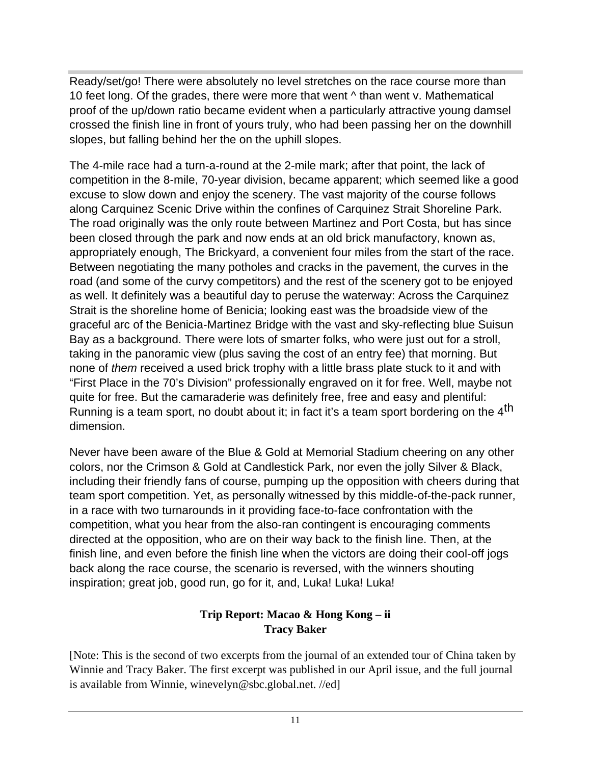Ready/set/go! There were absolutely no level stretches on the race course more than 10 feet long. Of the grades, there were more that went ^ than went v. Mathematical proof of the up/down ratio became evident when a particularly attractive young damsel crossed the finish line in front of yours truly, who had been passing her on the downhill slopes, but falling behind her the on the uphill slopes.

The 4-mile race had a turn-a-round at the 2-mile mark; after that point, the lack of competition in the 8-mile, 70-year division, became apparent; which seemed like a good excuse to slow down and enjoy the scenery. The vast majority of the course follows along Carquinez Scenic Drive within the confines of Carquinez Strait Shoreline Park. The road originally was the only route between Martinez and Port Costa, but has since been closed through the park and now ends at an old brick manufactory, known as, appropriately enough, The Brickyard, a convenient four miles from the start of the race. Between negotiating the many potholes and cracks in the pavement, the curves in the road (and some of the curvy competitors) and the rest of the scenery got to be enjoyed as well. It definitely was a beautiful day to peruse the waterway: Across the Carquinez Strait is the shoreline home of Benicia; looking east was the broadside view of the graceful arc of the Benicia-Martinez Bridge with the vast and sky-reflecting blue Suisun Bay as a background. There were lots of smarter folks, who were just out for a stroll, taking in the panoramic view (plus saving the cost of an entry fee) that morning. But none of *them* received a used brick trophy with a little brass plate stuck to it and with "First Place in the 70's Division" professionally engraved on it for free. Well, maybe not quite for free. But the camaraderie was definitely free, free and easy and plentiful: Running is a team sport, no doubt about it; in fact it's a team sport bordering on the 4th dimension.

Never have been aware of the Blue & Gold at Memorial Stadium cheering on any other colors, nor the Crimson & Gold at Candlestick Park, nor even the jolly Silver & Black, including their friendly fans of course, pumping up the opposition with cheers during that team sport competition. Yet, as personally witnessed by this middle-of-the-pack runner, in a race with two turnarounds in it providing face-to-face confrontation with the competition, what you hear from the also-ran contingent is encouraging comments directed at the opposition, who are on their way back to the finish line. Then, at the finish line, and even before the finish line when the victors are doing their cool-off jogs back along the race course, the scenario is reversed, with the winners shouting inspiration; great job, good run, go for it, and, Luka! Luka! Luka!

## Trip Report: Macao & Hong Kong – ii
**Tracy Baker**

[Note: This is the second of two excerpts from the journal of an extended tour of China taken by Winnie and Tracy Baker. The first excerpt was published in our April issue, and the full journal is available from Winnie, winevelyn@sbc.global.net. //ed]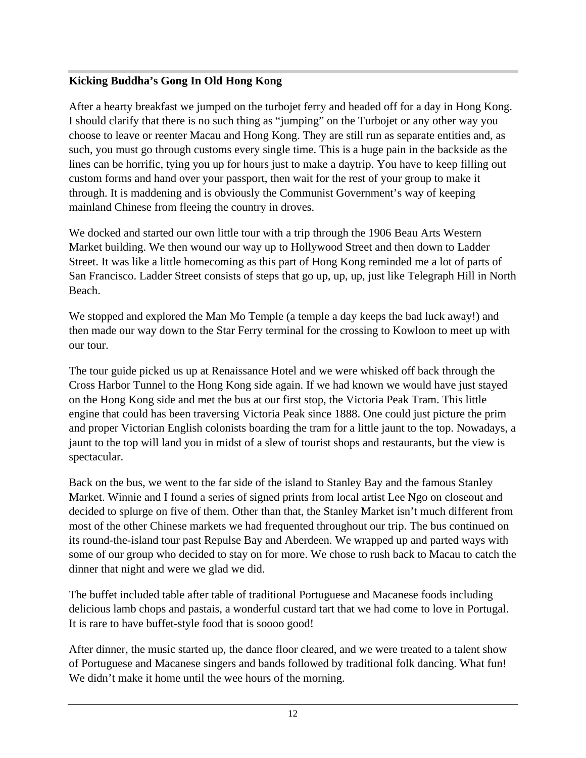**Kicking Buddha's Gong In Old Hong Kong**

After a hearty breakfast we jumped on the turbojet ferry and headed off for a day in Hong Kong. I should clarify that there is no such thing as "jumping" on the Turbojet or any other way you choose to leave or reenter Macau and Hong Kong. They are still run as separate entities and, as such, you must go through customs every single time. This is a huge pain in the backside as the lines can be horrific, tying you up for hours just to make a daytrip. You have to keep filling out custom forms and hand over your passport, then wait for the rest of your group to make it through. It is maddening and is obviously the Communist Government's way of keeping mainland Chinese from fleeing the country in droves.

We docked and started our own little tour with a trip through the 1906 Beau Arts Western Market building. We then wound our way up to Hollywood Street and then down to Ladder Street. It was like a little homecoming as this part of Hong Kong reminded me a lot of parts of San Francisco. Ladder Street consists of steps that go up, up, up, just like Telegraph Hill in North Beach.

We stopped and explored the Man Mo Temple (a temple a day keeps the bad luck away!) and then made our way down to the Star Ferry terminal for the crossing to Kowloon to meet up with our tour.

The tour guide picked us up at Renaissance Hotel and we were whisked off back through the Cross Harbor Tunnel to the Hong Kong side again. If we had known we would have just stayed on the Hong Kong side and met the bus at our first stop, the Victoria Peak Tram. This little engine that could has been traversing Victoria Peak since 1888. One could just picture the prim and proper Victorian English colonists boarding the tram for a little jaunt to the top. Nowadays, a jaunt to the top will land you in midst of a slew of tourist shops and restaurants, but the view is spectacular.

Back on the bus, we went to the far side of the island to Stanley Bay and the famous Stanley Market. Winnie and I found a series of signed prints from local artist Lee Ngo on closeout and decided to splurge on five of them. Other than that, the Stanley Market isn't much different from most of the other Chinese markets we had frequented throughout our trip. The bus continued on its round-the-island tour past Repulse Bay and Aberdeen. We wrapped up and parted ways with some of our group who decided to stay on for more. We chose to rush back to Macau to catch the dinner that night and were we glad we did.

The buffet included table after table of traditional Portuguese and Macanese foods including delicious lamb chops and pastais, a wonderful custard tart that we had come to love in Portugal. It is rare to have buffet-style food that is soooo good!

After dinner, the music started up, the dance floor cleared, and we were treated to a talent show of Portuguese and Macanese singers and bands followed by traditional folk dancing. What fun! We didn't make it home until the wee hours of the morning.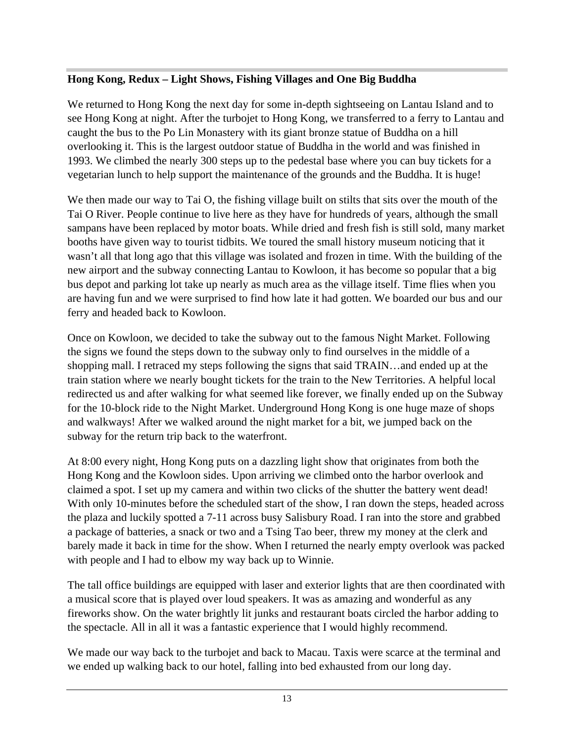**Hong Kong, Redux – Light Shows, Fishing Villages and One Big Buddha**

We returned to Hong Kong the next day for some in-depth sightseeing on Lantau Island and to see Hong Kong at night. After the turbojet to Hong Kong, we transferred to a ferry to Lantau and caught the bus to the Po Lin Monastery with its giant bronze statue of Buddha on a hill overlooking it. This is the largest outdoor statue of Buddha in the world and was finished in 1993. We climbed the nearly 300 steps up to the pedestal base where you can buy tickets for a vegetarian lunch to help support the maintenance of the grounds and the Buddha. It is huge!

We then made our way to Tai O, the fishing village built on stilts that sits over the mouth of the Tai O River. People continue to live here as they have for hundreds of years, although the small sampans have been replaced by motor boats. While dried and fresh fish is still sold, many market booths have given way to tourist tidbits. We toured the small history museum noticing that it wasn't all that long ago that this village was isolated and frozen in time. With the building of the new airport and the subway connecting Lantau to Kowloon, it has become so popular that a big bus depot and parking lot take up nearly as much area as the village itself. Time flies when you are having fun and we were surprised to find how late it had gotten. We boarded our bus and our ferry and headed back to Kowloon.

Once on Kowloon, we decided to take the subway out to the famous Night Market. Following the signs we found the steps down to the subway only to find ourselves in the middle of a shopping mall. I retraced my steps following the signs that said TRAIN…and ended up at the train station where we nearly bought tickets for the train to the New Territories. A helpful local redirected us and after walking for what seemed like forever, we finally ended up on the Subway for the 10-block ride to the Night Market. Underground Hong Kong is one huge maze of shops and walkways! After we walked around the night market for a bit, we jumped back on the subway for the return trip back to the waterfront.

At 8:00 every night, Hong Kong puts on a dazzling light show that originates from both the Hong Kong and the Kowloon sides. Upon arriving we climbed onto the harbor overlook and claimed a spot. I set up my camera and within two clicks of the shutter the battery went dead! With only 10-minutes before the scheduled start of the show, I ran down the steps, headed across the plaza and luckily spotted a 7-11 across busy Salisbury Road. I ran into the store and grabbed a package of batteries, a snack or two and a Tsing Tao beer, threw my money at the clerk and barely made it back in time for the show. When I returned the nearly empty overlook was packed with people and I had to elbow my way back up to Winnie.

The tall office buildings are equipped with laser and exterior lights that are then coordinated with a musical score that is played over loud speakers. It was as amazing and wonderful as any fireworks show. On the water brightly lit junks and restaurant boats circled the harbor adding to the spectacle. All in all it was a fantastic experience that I would highly recommend.

We made our way back to the turbojet and back to Macau. Taxis were scarce at the terminal and we ended up walking back to our hotel, falling into bed exhausted from our long day.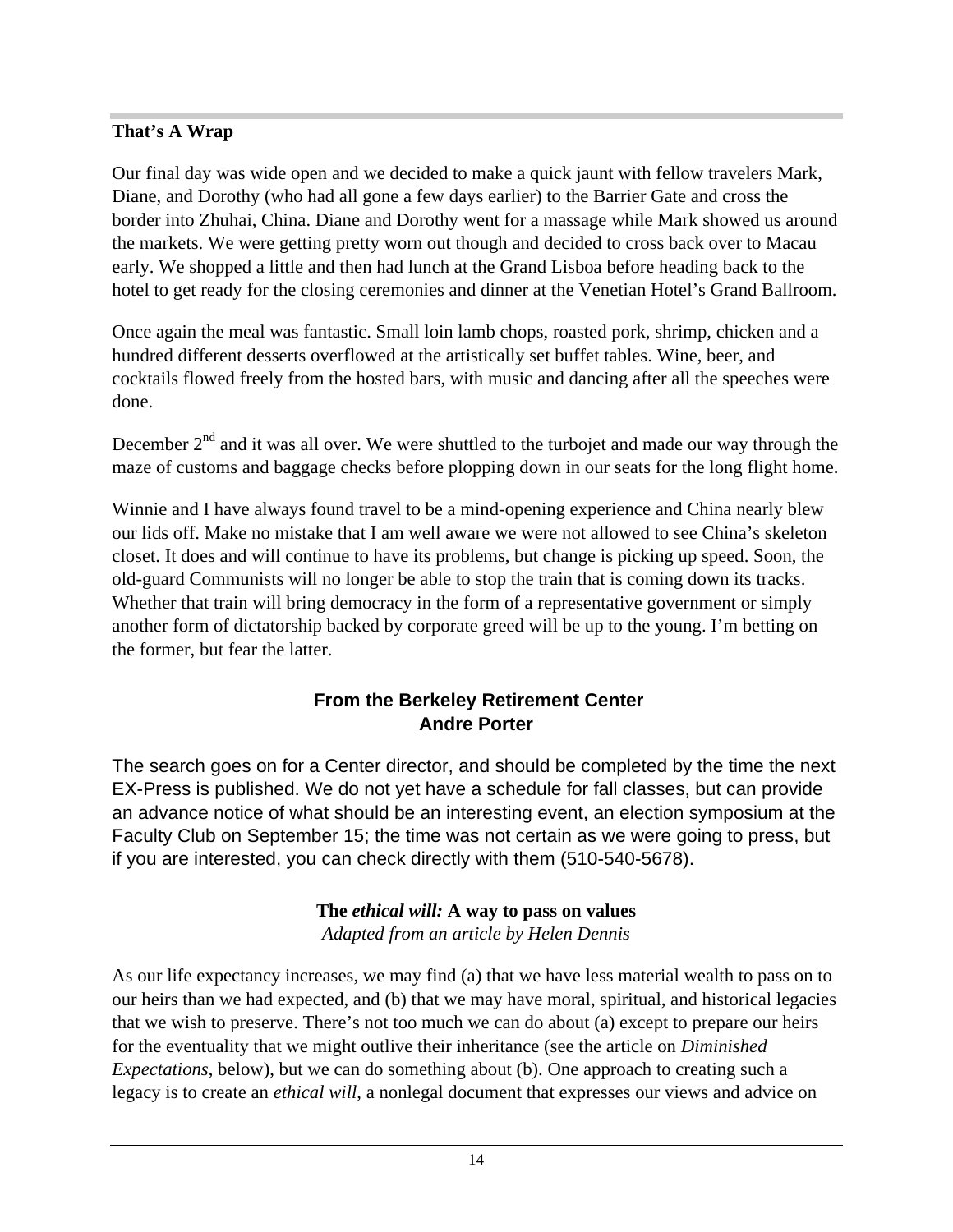### That's A Wrap

Our final day was wide open and we decided to make a quick jaunt with fellow travelers Mark, Diane, and Dorothy (who had all gone a few days earlier) to the Barrier Gate and cross the border into Zhuhai, China. Diane and Dorothy went for a massage while Mark showed us around the markets. We were getting pretty worn out though and decided to cross back over to Macau early. We shopped a little and then had lunch at the Grand Lisboa before heading back to the hotel to get ready for the closing ceremonies and dinner at the Venetian Hotel's Grand Ballroom.

Once again the meal was fantastic. Small loin lamb chops, roasted pork, shrimp, chicken and a hundred different desserts overflowed at the artistically set buffet tables. Wine, beer, and cocktails flowed freely from the hosted bars, with music and dancing after all the speeches were done.

December 2nd and it was all over. We were shuttled to the turbojet and made our way through the maze of customs and baggage checks before plopping down in our seats for the long flight home.

Winnie and I have always found travel to be a mind-opening experience and China nearly blew our lids off. Make no mistake that I am well aware we were not allowed to see China's skeleton closet. It does and will continue to have its problems, but change is picking up speed. Soon, the old-guard Communists will no longer be able to stop the train that is coming down its tracks. Whether that train will bring democracy in the form of a representative government or simply another form of dictatorship backed by corporate greed will be up to the young. I'm betting on the former, but fear the latter.

## From the Berkeley Retirement Center
**Andre Porter**

The search goes on for a Center director, and should be completed by the time the next EX-Press is published. We do not yet have a schedule for fall classes, but can provide an advance notice of what should be an interesting event, an election symposium at the Faculty Club on September 15; the time was not certain as we were going to press, but if you are interested, you can check directly with them (510-540-5678).

## The *ethical will:* A way to pass on values
*Adapted from an article by Helen Dennis*

As our life expectancy increases, we may find (a) that we have less material wealth to pass on to our heirs than we had expected, and (b) that we may have moral, spiritual, and historical legacies that we wish to preserve. There's not too much we can do about (a) except to prepare our heirs for the eventuality that we might outlive their inheritance (see the article on *Diminished Expectations*, below), but we can do something about (b). One approach to creating such a legacy is to create an *ethical will*, a nonlegal document that expresses our views and advice on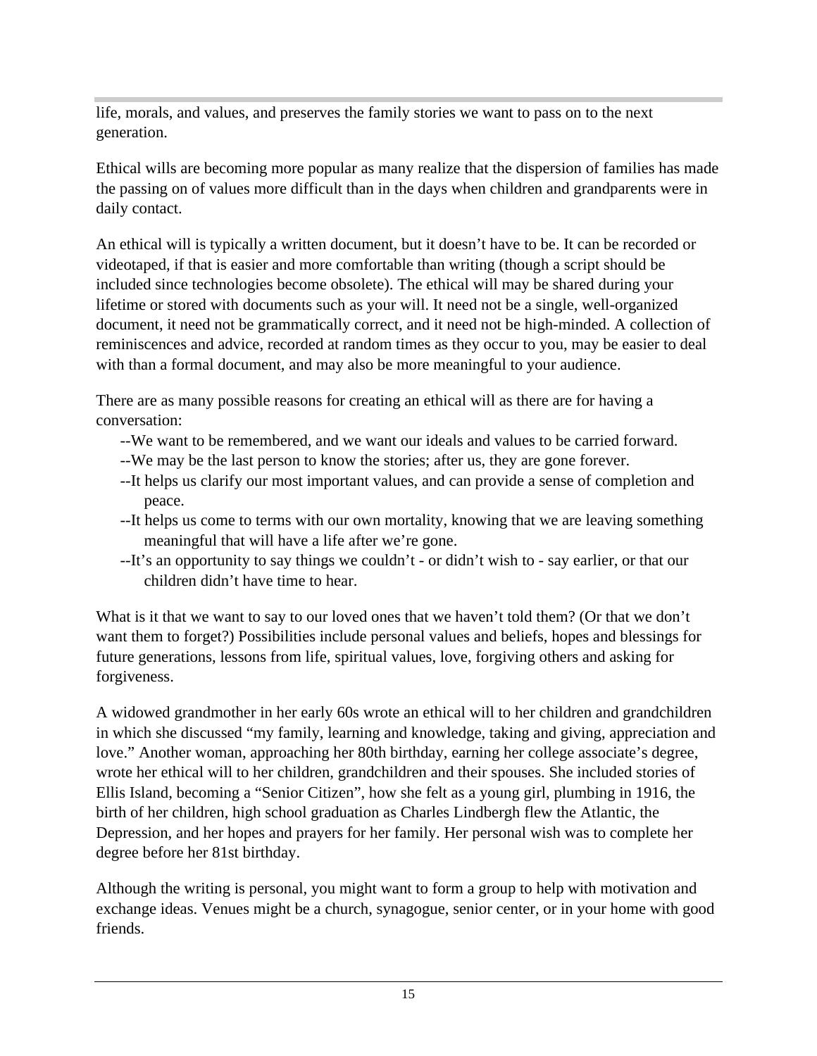life, morals, and values, and preserves the family stories we want to pass on to the next generation.

Ethical wills are becoming more popular as many realize that the dispersion of families has made the passing on of values more difficult than in the days when children and grandparents were in daily contact.

An ethical will is typically a written document, but it doesn't have to be. It can be recorded or videotaped, if that is easier and more comfortable than writing (though a script should be included since technologies become obsolete). The ethical will may be shared during your lifetime or stored with documents such as your will. It need not be a single, well-organized document, it need not be grammatically correct, and it need not be high-minded. A collection of reminiscences and advice, recorded at random times as they occur to you, may be easier to deal with than a formal document, and may also be more meaningful to your audience.

There are as many possible reasons for creating an ethical will as there are for having a conversation:

- --We want to be remembered, and we want our ideals and values to be carried forward.
- --We may be the last person to know the stories; after us, they are gone forever.
- --It helps us clarify our most important values, and can provide a sense of completion and peace.
- --It helps us come to terms with our own mortality, knowing that we are leaving something meaningful that will have a life after we're gone.
- --It's an opportunity to say things we couldn't - or didn't wish to - say earlier, or that our children didn't have time to hear.

What is it that we want to say to our loved ones that we haven't told them? (Or that we don't want them to forget?) Possibilities include personal values and beliefs, hopes and blessings for future generations, lessons from life, spiritual values, love, forgiving others and asking for forgiveness.

A widowed grandmother in her early 60s wrote an ethical will to her children and grandchildren in which she discussed "my family, learning and knowledge, taking and giving, appreciation and love." Another woman, approaching her 80th birthday, earning her college associate's degree, wrote her ethical will to her children, grandchildren and their spouses. She included stories of Ellis Island, becoming a "Senior Citizen", how she felt as a young girl, plumbing in 1916, the birth of her children, high school graduation as Charles Lindbergh flew the Atlantic, the Depression, and her hopes and prayers for her family. Her personal wish was to complete her degree before her 81st birthday.

Although the writing is personal, you might want to form a group to help with motivation and exchange ideas. Venues might be a church, synagogue, senior center, or in your home with good friends.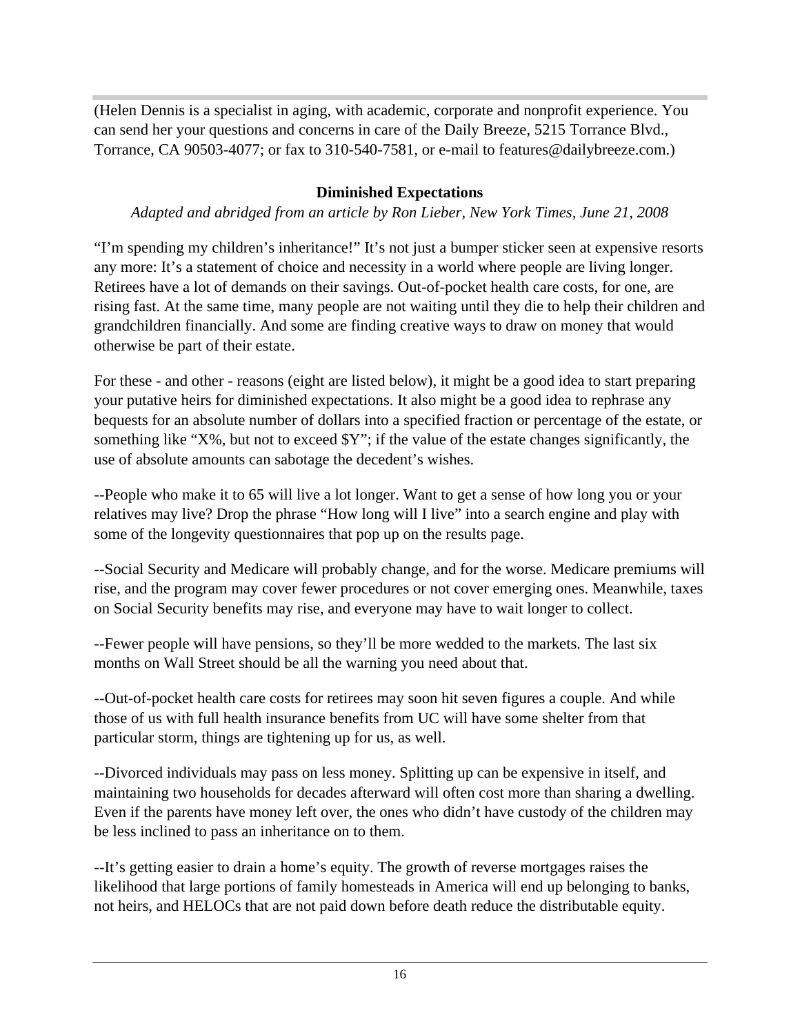(Helen Dennis is a specialist in aging, with academic, corporate and nonprofit experience. You can send her your questions and concerns in care of the Daily Breeze, 5215 Torrance Blvd., Torrance, CA 90503-4077; or fax to 310-540-7581, or e-mail to features@dailybreeze.com.)

## Diminished Expectations

*Adapted and abridged from an article by Ron Lieber, New York Times, June 21, 2008*

"I'm spending my children's inheritance!" It's not just a bumper sticker seen at expensive resorts any more: It's a statement of choice and necessity in a world where people are living longer. Retirees have a lot of demands on their savings. Out-of-pocket health care costs, for one, are rising fast. At the same time, many people are not waiting until they die to help their children and grandchildren financially. And some are finding creative ways to draw on money that would otherwise be part of their estate.

For these - and other - reasons (eight are listed below), it might be a good idea to start preparing your putative heirs for diminished expectations. It also might be a good idea to rephrase any bequests for an absolute number of dollars into a specified fraction or percentage of the estate, or something like "X%, but not to exceed $Y"; if the value of the estate changes significantly, the use of absolute amounts can sabotage the decedent's wishes.

--People who make it to 65 will live a lot longer. Want to get a sense of how long you or your relatives may live? Drop the phrase "How long will I live" into a search engine and play with some of the longevity questionnaires that pop up on the results page.

--Social Security and Medicare will probably change, and for the worse. Medicare premiums will rise, and the program may cover fewer procedures or not cover emerging ones. Meanwhile, taxes on Social Security benefits may rise, and everyone may have to wait longer to collect.

--Fewer people will have pensions, so they'll be more wedded to the markets. The last six months on Wall Street should be all the warning you need about that.

--Out-of-pocket health care costs for retirees may soon hit seven figures a couple. And while those of us with full health insurance benefits from UC will have some shelter from that particular storm, things are tightening up for us, as well.

--Divorced individuals may pass on less money. Splitting up can be expensive in itself, and maintaining two households for decades afterward will often cost more than sharing a dwelling. Even if the parents have money left over, the ones who didn't have custody of the children may be less inclined to pass an inheritance on to them.

--It's getting easier to drain a home's equity. The growth of reverse mortgages raises the likelihood that large portions of family homesteads in America will end up belonging to banks, not heirs, and HELOCs that are not paid down before death reduce the distributable equity.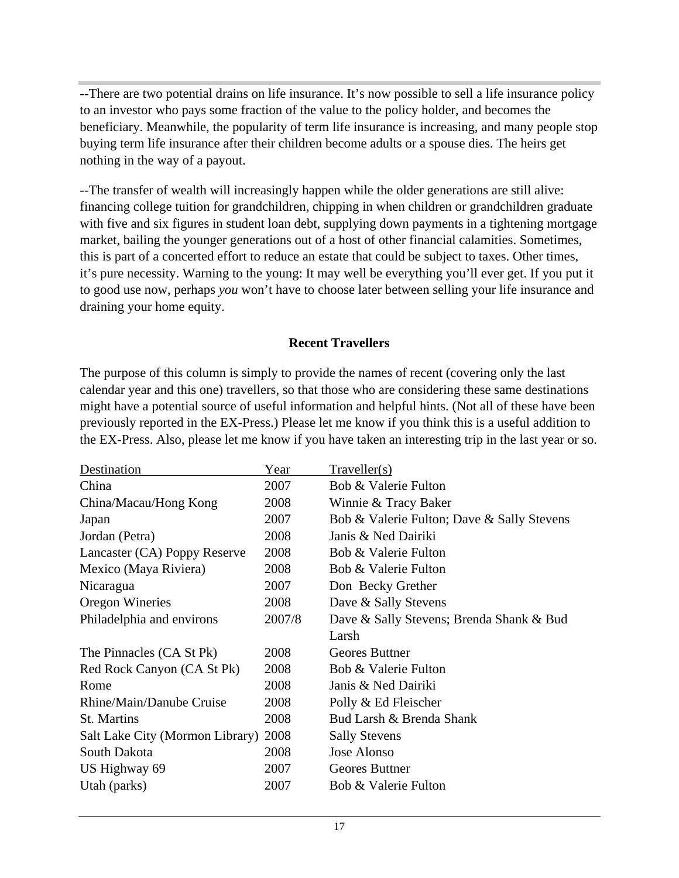--There are two potential drains on life insurance. It's now possible to sell a life insurance policy to an investor who pays some fraction of the value to the policy holder, and becomes the beneficiary. Meanwhile, the popularity of term life insurance is increasing, and many people stop buying term life insurance after their children become adults or a spouse dies. The heirs get nothing in the way of a payout.

--The transfer of wealth will increasingly happen while the older generations are still alive: financing college tuition for grandchildren, chipping in when children or grandchildren graduate with five and six figures in student loan debt, supplying down payments in a tightening mortgage market, bailing the younger generations out of a host of other financial calamities. Sometimes, this is part of a concerted effort to reduce an estate that could be subject to taxes. Other times, it's pure necessity. Warning to the young: It may well be everything you'll ever get. If you put it to good use now, perhaps *you* won't have to choose later between selling your life insurance and draining your home equity.

## Recent Travellers

The purpose of this column is simply to provide the names of recent (covering only the last calendar year and this one) travellers, so that those who are considering these same destinations might have a potential source of useful information and helpful hints. (Not all of these have been previously reported in the EX-Press.) Please let me know if you think this is a useful addition to the EX-Press. Also, please let me know if you have taken an interesting trip in the last year or so.

| Destination | Year | Traveller(s) |
|---|---|---|
| China | 2007 | Bob & Valerie Fulton |
| China/Macau/Hong Kong | 2008 | Winnie & Tracy Baker |
| Japan | 2007 | Bob & Valerie Fulton; Dave & Sally Stevens |
| Jordan (Petra) | 2008 | Janis & Ned Dairiki |
| Lancaster (CA) Poppy Reserve | 2008 | Bob & Valerie Fulton |
| Mexico (Maya Riviera) | 2008 | Bob & Valerie Fulton |
| Nicaragua | 2007 | Don Becky Grether |
| Oregon Wineries | 2008 | Dave & Sally Stevens |
| Philadelphia and environs | 2007/8 | Dave & Sally Stevens; Brenda Shank & Bud Larsh |
| The Pinnacles (CA St Pk) | 2008 | Geores Buttner |
| Red Rock Canyon (CA St Pk) | 2008 | Bob & Valerie Fulton |
| Rome | 2008 | Janis & Ned Dairiki |
| Rhine/Main/Danube Cruise | 2008 | Polly & Ed Fleischer |
| St. Martins | 2008 | Bud Larsh & Brenda Shank |
| Salt Lake City (Mormon Library) | 2008 | Sally Stevens |
| South Dakota | 2008 | Jose Alonso |
| US Highway 69 | 2007 | Geores Buttner |
| Utah (parks) | 2007 | Bob & Valerie Fulton |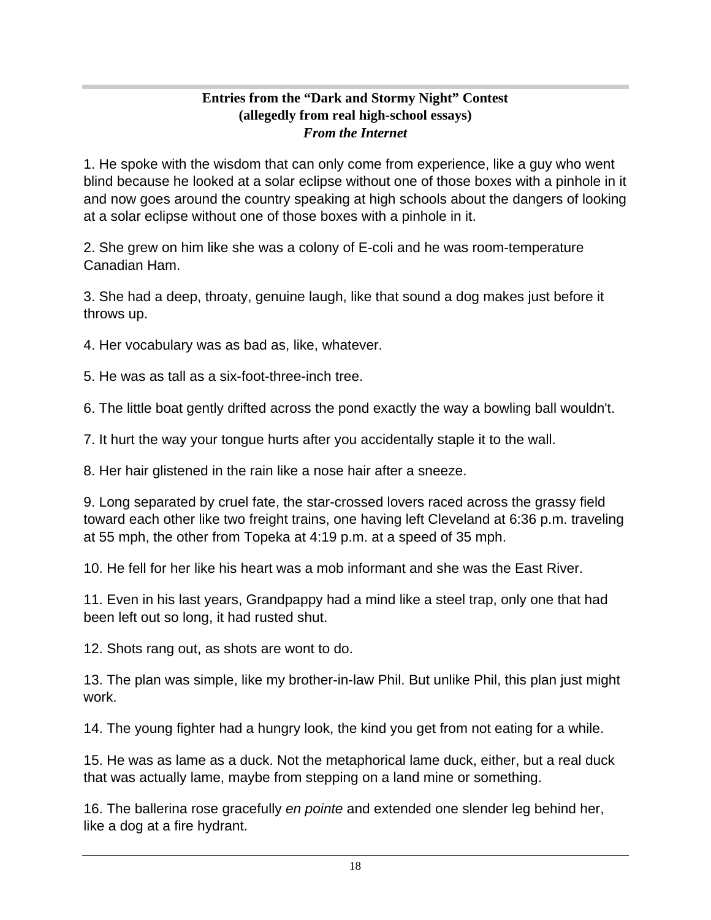**Entries from the "Dark and Stormy Night" Contest**
**(allegedly from real high-school essays)**
***From the Internet***

1. He spoke with the wisdom that can only come from experience, like a guy who went blind because he looked at a solar eclipse without one of those boxes with a pinhole in it and now goes around the country speaking at high schools about the dangers of looking at a solar eclipse without one of those boxes with a pinhole in it.

2. She grew on him like she was a colony of E-coli and he was room-temperature Canadian Ham.

3. She had a deep, throaty, genuine laugh, like that sound a dog makes just before it throws up.

4. Her vocabulary was as bad as, like, whatever.

5. He was as tall as a six-foot-three-inch tree.

6. The little boat gently drifted across the pond exactly the way a bowling ball wouldn't.

7. It hurt the way your tongue hurts after you accidentally staple it to the wall.

8. Her hair glistened in the rain like a nose hair after a sneeze.

9. Long separated by cruel fate, the star-crossed lovers raced across the grassy field toward each other like two freight trains, one having left Cleveland at 6:36 p.m. traveling at 55 mph, the other from Topeka at 4:19 p.m. at a speed of 35 mph.

10. He fell for her like his heart was a mob informant and she was the East River.

11. Even in his last years, Grandpappy had a mind like a steel trap, only one that had been left out so long, it had rusted shut.

12. Shots rang out, as shots are wont to do.

13. The plan was simple, like my brother-in-law Phil. But unlike Phil, this plan just might work.

14. The young fighter had a hungry look, the kind you get from not eating for a while.

15. He was as lame as a duck. Not the metaphorical lame duck, either, but a real duck that was actually lame, maybe from stepping on a land mine or something.

16. The ballerina rose gracefully *en pointe* and extended one slender leg behind her, like a dog at a fire hydrant.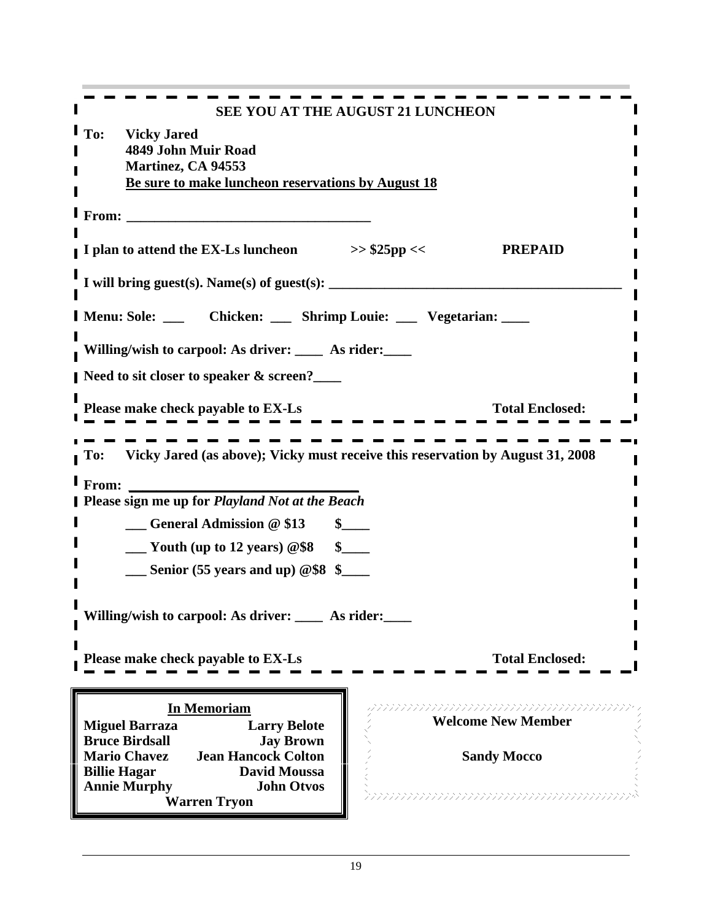**SEE YOU AT THE AUGUST 21 LUNCHEON**

**To: Vicky Jared**
**4849 John Muir Road**
**Martinez, CA 94553**
**Be sure to make luncheon reservations by August 18**

**From: ___________________________________**

**I plan to attend the EX-Ls luncheon >> $25pp << PREPAID**

**I will bring guest(s). Name(s) of guest(s): _________________________________________**

**Menu: Sole: ___ Chicken: ___ Shrimp Louie: ___ Vegetarian: ____**

**Willing/wish to carpool: As driver: ____ As rider:____**

**Need to sit closer to speaker & screen?____**

**Please make check payable to EX-Ls Total Enclosed:**

---

**To: Vicky Jared (as above); Vicky must receive this reservation by August 31, 2008**

**From: ________________________________**

**Please sign me up for *Playland Not at the Beach***

**___ General Admission @ $13 $____**

**___ Youth (up to 12 years) @$8 $____**

**___ Senior (55 years and up) @$8 $____**

**Willing/wish to carpool: As driver: ____ As rider:____**

**Please make check payable to EX-Ls Total Enclosed:**

---

**In Memoriam**

**Miguel Barraza**
**Larry Belote**
**Bruce Birdsall**
**Jay Brown**
**Mario Chavez**
**Jean Hancock Colton**
**Billie Hagar**
**David Moussa**
**Annie Murphy**
**John Otvos**
**Warren Tryon**

**Welcome New Member**

**Sandy Mocco**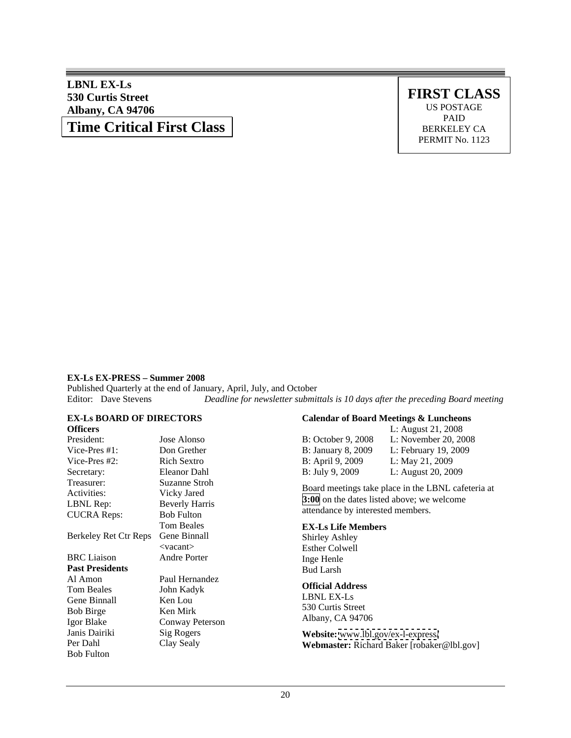**LBNL EX-Ls**
**530 Curtis Street**
**Albany, CA 94706**

**Time Critical First Class**

**FIRST CLASS**
US POSTAGE
PAID
BERKELEY CA
PERMIT No. 1123

**EX-Ls EX-PRESS – Summer 2008**
Published Quarterly at the end of January, April, July, and October
Editor: Dave Stevens *Deadline for newsletter submittals is 10 days after the preceding Board meeting*

**EX-Ls BOARD OF DIRECTORS**

**Officers**

| | |
|---|---|
| President: | Jose Alonso |
| Vice-Pres #1: | Don Grether |
| Vice-Pres #2: | Rich Sextro |
| Secretary: | Eleanor Dahl |
| Treasurer: | Suzanne Stroh |
| Activities: | Vicky Jared |
| LBNL Rep: | Beverly Harris |
| CUCRA Reps: | Bob Fulton |
| | Tom Beales |
| Berkeley Ret Ctr Reps | Gene Binnall |
| | <vacant> |
| BRC Liaison | Andre Porter |

**Past Presidents**

| | |
|---|---|
| Al Amon | Paul Hernandez |
| Tom Beales | John Kadyk |
| Gene Binnall | Ken Lou |
| Bob Birge | Ken Mirk |
| Igor Blake | Conway Peterson |
| Janis Dairiki | Sig Rogers |
| Per Dahl | Clay Sealy |
| Bob Fulton | |

**Calendar of Board Meetings & Luncheons**

| | |
|---|---|
| | L: August 21, 2008 |
| B: October 9, 2008 | L: November 20, 2008 |
| B: January 8, 2009 | L: February 19, 2009 |
| B: April 9, 2009 | L: May 21, 2009 |
| B: July 9, 2009 | L: August 20, 2009 |

Board meetings take place in the LBNL cafeteria at **3:00** on the dates listed above; we welcome attendance by interested members.

**EX-Ls Life Members**
Shirley Ashley
Esther Colwell
Inge Henle
Bud Larsh

**Official Address**
LBNL EX-Ls
530 Curtis Street
Albany, CA 94706

**Website:** www.lbl.gov/ex-l-express/
**Webmaster:** Richard Baker [robaker@lbl.gov]